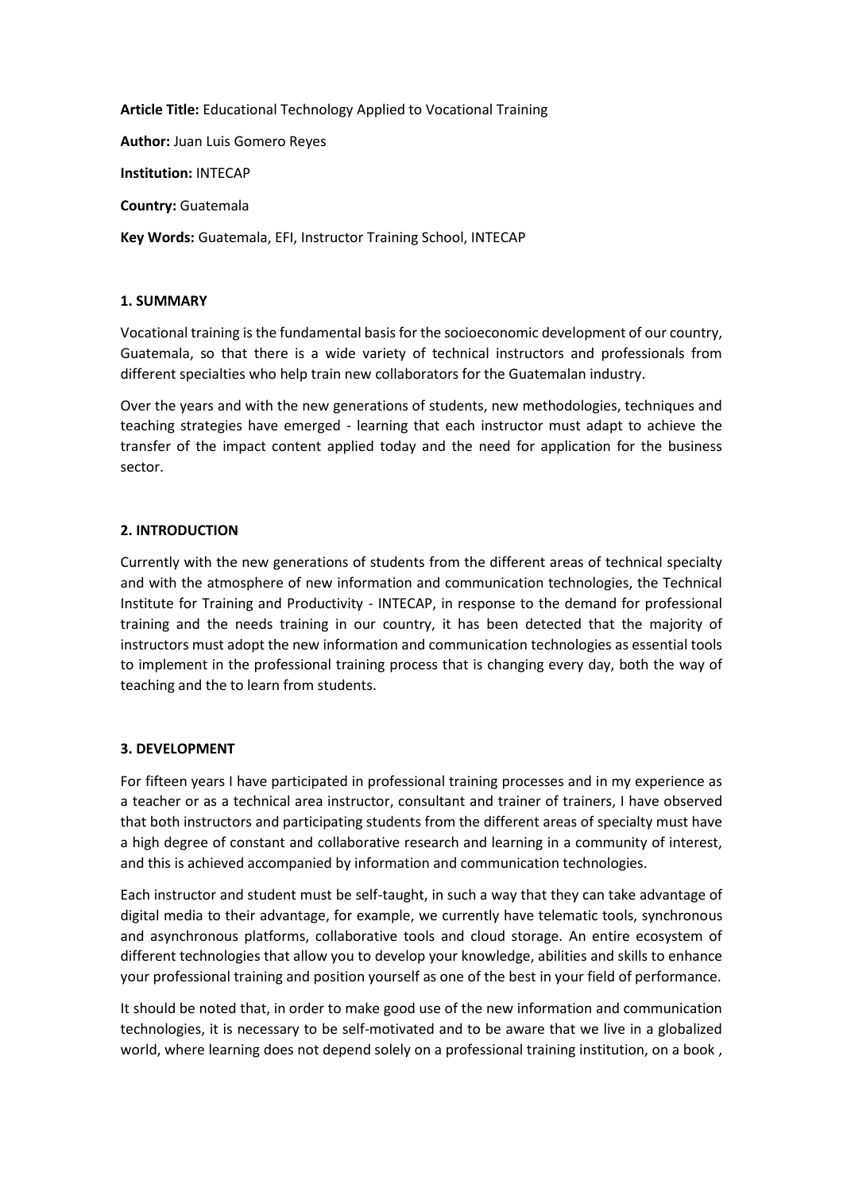**Article Title:** Educational Technology Applied to Vocational Training

**Author:** Juan Luis Gomero Reyes

**Institution:** INTECAP

**Country:** Guatemala

**Key Words:** Guatemala, EFI, Instructor Training School, INTECAP

## 1. SUMMARY

Vocational training is the fundamental basis for the socioeconomic development of our country, Guatemala, so that there is a wide variety of technical instructors and professionals from different specialties who help train new collaborators for the Guatemalan industry.

Over the years and with the new generations of students, new methodologies, techniques and teaching strategies have emerged - learning that each instructor must adapt to achieve the transfer of the impact content applied today and the need for application for the business sector.

## 2. INTRODUCTION

Currently with the new generations of students from the different areas of technical specialty and with the atmosphere of new information and communication technologies, the Technical Institute for Training and Productivity - INTECAP, in response to the demand for professional training and the needs training in our country, it has been detected that the majority of instructors must adopt the new information and communication technologies as essential tools to implement in the professional training process that is changing every day, both the way of teaching and the to learn from students.

## 3. DEVELOPMENT

For fifteen years I have participated in professional training processes and in my experience as a teacher or as a technical area instructor, consultant and trainer of trainers, I have observed that both instructors and participating students from the different areas of specialty must have a high degree of constant and collaborative research and learning in a community of interest, and this is achieved accompanied by information and communication technologies.

Each instructor and student must be self-taught, in such a way that they can take advantage of digital media to their advantage, for example, we currently have telematic tools, synchronous and asynchronous platforms, collaborative tools and cloud storage. An entire ecosystem of different technologies that allow you to develop your knowledge, abilities and skills to enhance your professional training and position yourself as one of the best in your field of performance.

It should be noted that, in order to make good use of the new information and communication technologies, it is necessary to be self-motivated and to be aware that we live in a globalized world, where learning does not depend solely on a professional training institution, on a book ,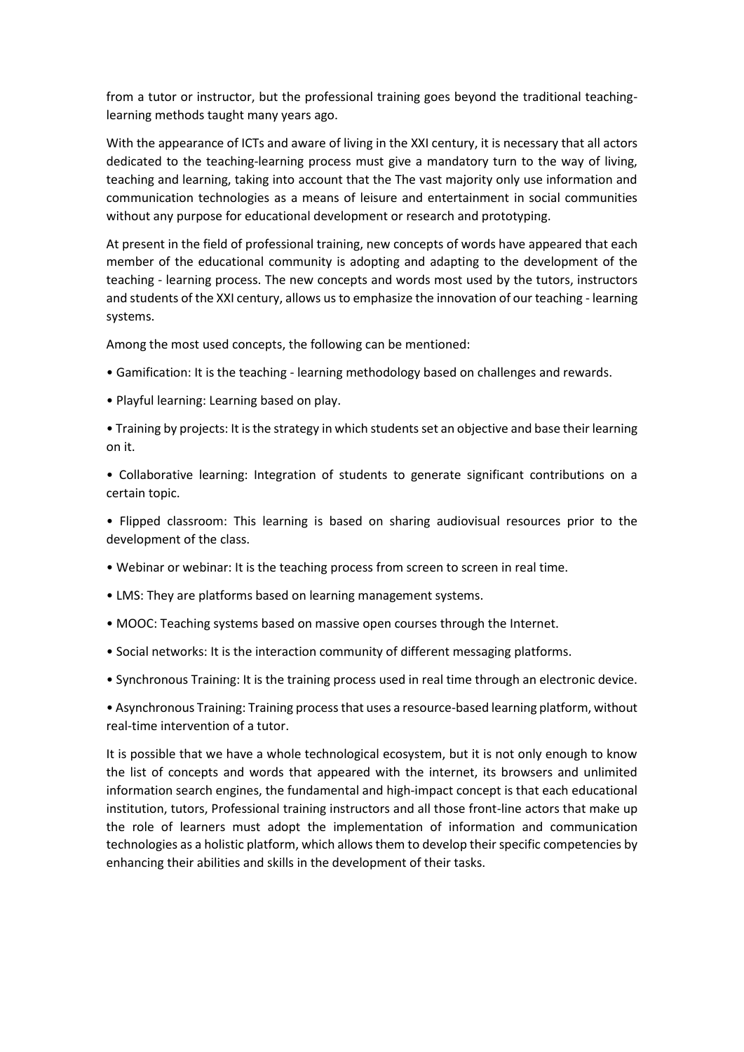from a tutor or instructor, but the professional training goes beyond the traditional teaching-learning methods taught many years ago.

With the appearance of ICTs and aware of living in the XXI century, it is necessary that all actors dedicated to the teaching-learning process must give a mandatory turn to the way of living, teaching and learning, taking into account that the The vast majority only use information and communication technologies as a means of leisure and entertainment in social communities without any purpose for educational development or research and prototyping.

At present in the field of professional training, new concepts of words have appeared that each member of the educational community is adopting and adapting to the development of the teaching - learning process. The new concepts and words most used by the tutors, instructors and students of the XXI century, allows us to emphasize the innovation of our teaching - learning systems.

Among the most used concepts, the following can be mentioned:

- Gamification: It is the teaching - learning methodology based on challenges and rewards.
- Playful learning: Learning based on play.
- Training by projects: It is the strategy in which students set an objective and base their learning on it.
- Collaborative learning: Integration of students to generate significant contributions on a certain topic.
- Flipped classroom: This learning is based on sharing audiovisual resources prior to the development of the class.
- Webinar or webinar: It is the teaching process from screen to screen in real time.
- LMS: They are platforms based on learning management systems.
- MOOC: Teaching systems based on massive open courses through the Internet.
- Social networks: It is the interaction community of different messaging platforms.
- Synchronous Training: It is the training process used in real time through an electronic device.
- Asynchronous Training: Training process that uses a resource-based learning platform, without real-time intervention of a tutor.

It is possible that we have a whole technological ecosystem, but it is not only enough to know the list of concepts and words that appeared with the internet, its browsers and unlimited information search engines, the fundamental and high-impact concept is that each educational institution, tutors, Professional training instructors and all those front-line actors that make up the role of learners must adopt the implementation of information and communication technologies as a holistic platform, which allows them to develop their specific competencies by enhancing their abilities and skills in the development of their tasks.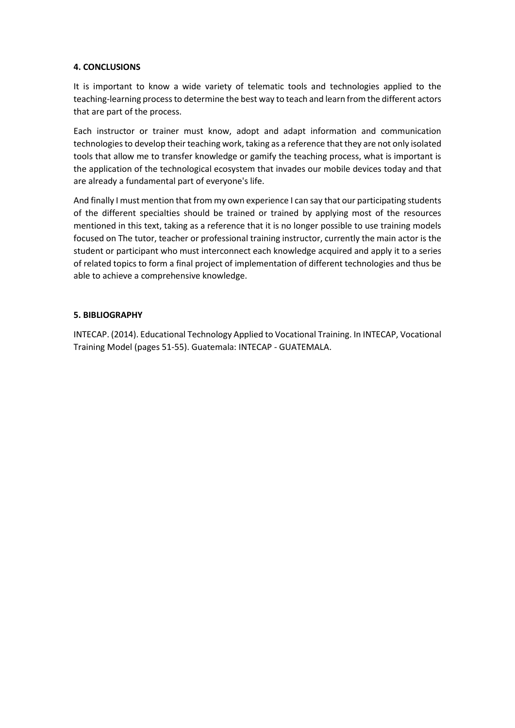## 4. CONCLUSIONS

It is important to know a wide variety of telematic tools and technologies applied to the teaching-learning process to determine the best way to teach and learn from the different actors that are part of the process.

Each instructor or trainer must know, adopt and adapt information and communication technologies to develop their teaching work, taking as a reference that they are not only isolated tools that allow me to transfer knowledge or gamify the teaching process, what is important is the application of the technological ecosystem that invades our mobile devices today and that are already a fundamental part of everyone's life.

And finally I must mention that from my own experience I can say that our participating students of the different specialties should be trained or trained by applying most of the resources mentioned in this text, taking as a reference that it is no longer possible to use training models focused on The tutor, teacher or professional training instructor, currently the main actor is the student or participant who must interconnect each knowledge acquired and apply it to a series of related topics to form a final project of implementation of different technologies and thus be able to achieve a comprehensive knowledge.

## 5. BIBLIOGRAPHY

INTECAP. (2014). Educational Technology Applied to Vocational Training. In INTECAP, Vocational Training Model (pages 51-55). Guatemala: INTECAP - GUATEMALA.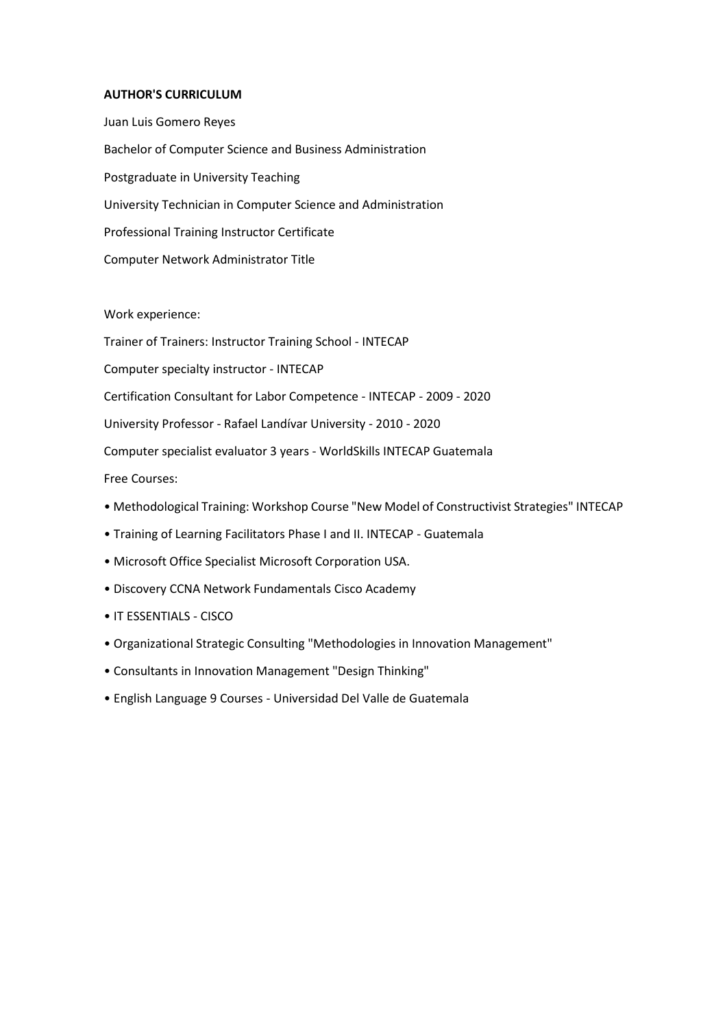**AUTHOR'S CURRICULUM**

Juan Luis Gomero Reyes

Bachelor of Computer Science and Business Administration

Postgraduate in University Teaching

University Technician in Computer Science and Administration

Professional Training Instructor Certificate

Computer Network Administrator Title

Work experience:

Trainer of Trainers: Instructor Training School - INTECAP

Computer specialty instructor - INTECAP

Certification Consultant for Labor Competence - INTECAP - 2009 - 2020

University Professor - Rafael Landívar University - 2010 - 2020

Computer specialist evaluator 3 years - WorldSkills INTECAP Guatemala

Free Courses:

- Methodological Training: Workshop Course "New Model of Constructivist Strategies" INTECAP
- Training of Learning Facilitators Phase I and II. INTECAP - Guatemala
- Microsoft Office Specialist Microsoft Corporation USA.
- Discovery CCNA Network Fundamentals Cisco Academy
- IT ESSENTIALS - CISCO
- Organizational Strategic Consulting "Methodologies in Innovation Management"
- Consultants in Innovation Management "Design Thinking"
- English Language 9 Courses - Universidad Del Valle de Guatemala